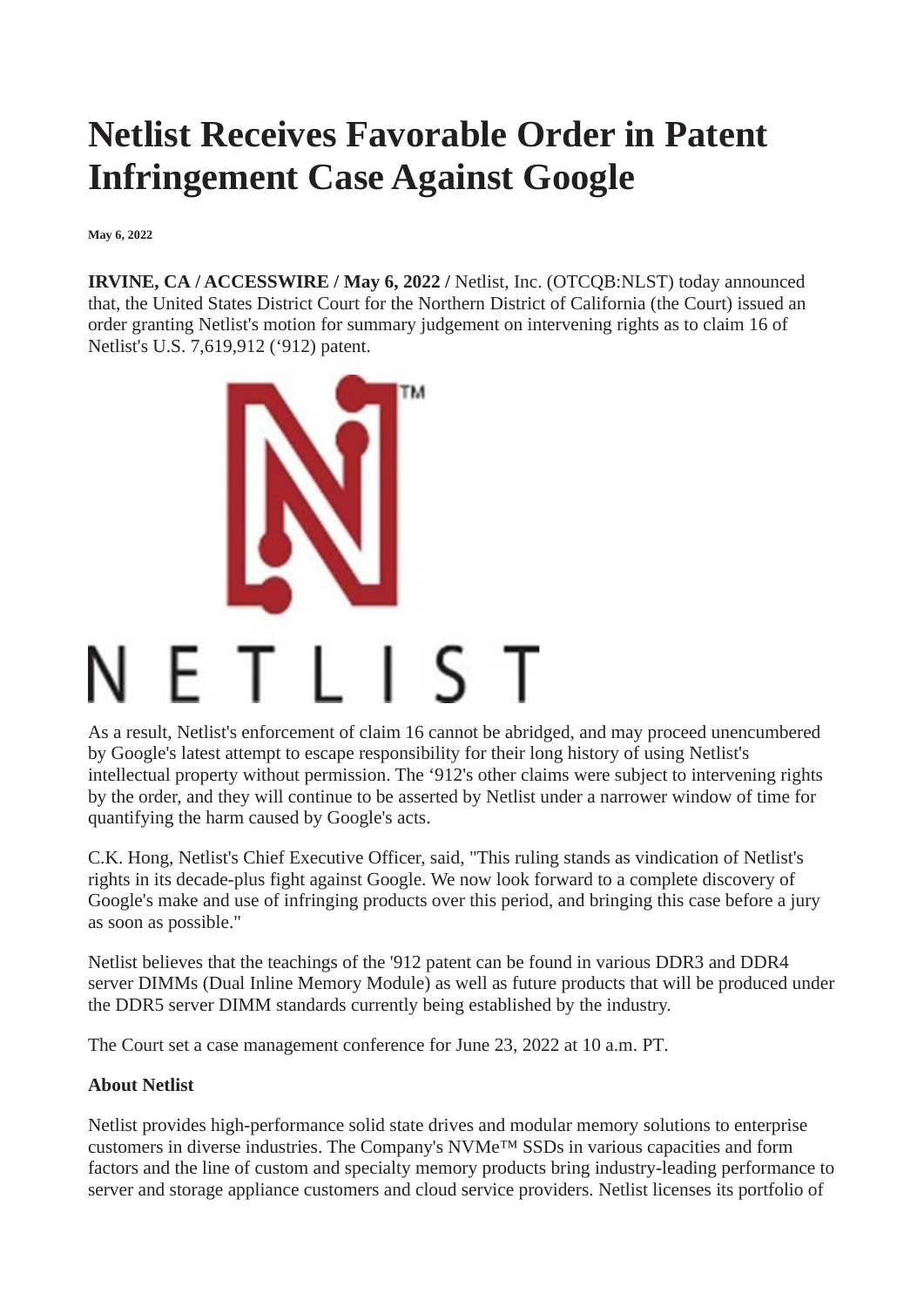# Netlist Receives Favorable Order in Patent Infringement Case Against Google

**May 6, 2022**

**IRVINE, CA / ACCESSWIRE / May 6, 2022 /** Netlist, Inc. (OTCQB:NLST) today announced that, the United States District Court for the Northern District of California (the Court) issued an order granting Netlist's motion for summary judgement on intervening rights as to claim 16 of Netlist's U.S. 7,619,912 (‘912) patent.

As a result, Netlist's enforcement of claim 16 cannot be abridged, and may proceed unencumbered by Google's latest attempt to escape responsibility for their long history of using Netlist's intellectual property without permission. The ‘912's other claims were subject to intervening rights by the order, and they will continue to be asserted by Netlist under a narrower window of time for quantifying the harm caused by Google's acts.

C.K. Hong, Netlist's Chief Executive Officer, said, "This ruling stands as vindication of Netlist's rights in its decade-plus fight against Google. We now look forward to a complete discovery of Google's make and use of infringing products over this period, and bringing this case before a jury as soon as possible."

Netlist believes that the teachings of the '912 patent can be found in various DDR3 and DDR4 server DIMMs (Dual Inline Memory Module) as well as future products that will be produced under the DDR5 server DIMM standards currently being established by the industry.

The Court set a case management conference for June 23, 2022 at 10 a.m. PT.

**About Netlist**

Netlist provides high-performance solid state drives and modular memory solutions to enterprise customers in diverse industries. The Company's NVMe™ SSDs in various capacities and form factors and the line of custom and specialty memory products bring industry-leading performance to server and storage appliance customers and cloud service providers. Netlist licenses its portfolio of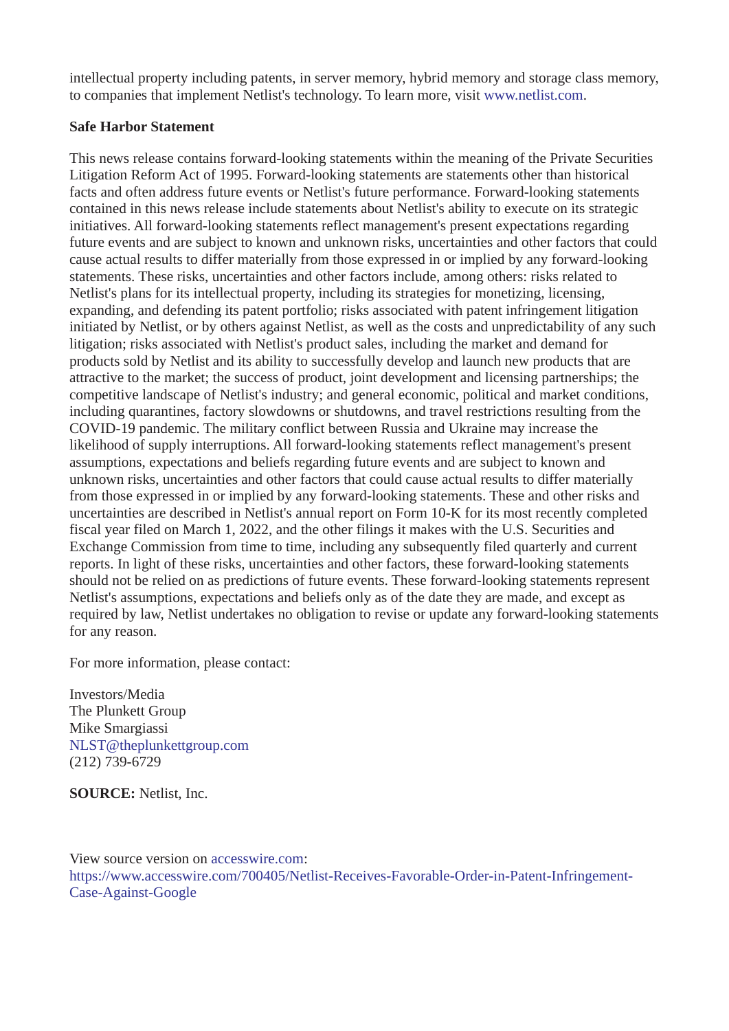intellectual property including patents, in server memory, hybrid memory and storage class memory, to companies that implement Netlist's technology. To learn more, visit www.netlist.com.

**Safe Harbor Statement**

This news release contains forward-looking statements within the meaning of the Private Securities Litigation Reform Act of 1995. Forward-looking statements are statements other than historical facts and often address future events or Netlist's future performance. Forward-looking statements contained in this news release include statements about Netlist's ability to execute on its strategic initiatives. All forward-looking statements reflect management's present expectations regarding future events and are subject to known and unknown risks, uncertainties and other factors that could cause actual results to differ materially from those expressed in or implied by any forward-looking statements. These risks, uncertainties and other factors include, among others: risks related to Netlist's plans for its intellectual property, including its strategies for monetizing, licensing, expanding, and defending its patent portfolio; risks associated with patent infringement litigation initiated by Netlist, or by others against Netlist, as well as the costs and unpredictability of any such litigation; risks associated with Netlist's product sales, including the market and demand for products sold by Netlist and its ability to successfully develop and launch new products that are attractive to the market; the success of product, joint development and licensing partnerships; the competitive landscape of Netlist's industry; and general economic, political and market conditions, including quarantines, factory slowdowns or shutdowns, and travel restrictions resulting from the COVID-19 pandemic. The military conflict between Russia and Ukraine may increase the likelihood of supply interruptions. All forward-looking statements reflect management's present assumptions, expectations and beliefs regarding future events and are subject to known and unknown risks, uncertainties and other factors that could cause actual results to differ materially from those expressed in or implied by any forward-looking statements. These and other risks and uncertainties are described in Netlist's annual report on Form 10-K for its most recently completed fiscal year filed on March 1, 2022, and the other filings it makes with the U.S. Securities and Exchange Commission from time to time, including any subsequently filed quarterly and current reports. In light of these risks, uncertainties and other factors, these forward-looking statements should not be relied on as predictions of future events. These forward-looking statements represent Netlist's assumptions, expectations and beliefs only as of the date they are made, and except as required by law, Netlist undertakes no obligation to revise or update any forward-looking statements for any reason.

For more information, please contact:

Investors/Media
The Plunkett Group
Mike Smargiassi
NLST@theplunkettgroup.com
(212) 739-6729

**SOURCE:** Netlist, Inc.

View source version on accesswire.com:
https://www.accesswire.com/700405/Netlist-Receives-Favorable-Order-in-Patent-Infringement-Case-Against-Google